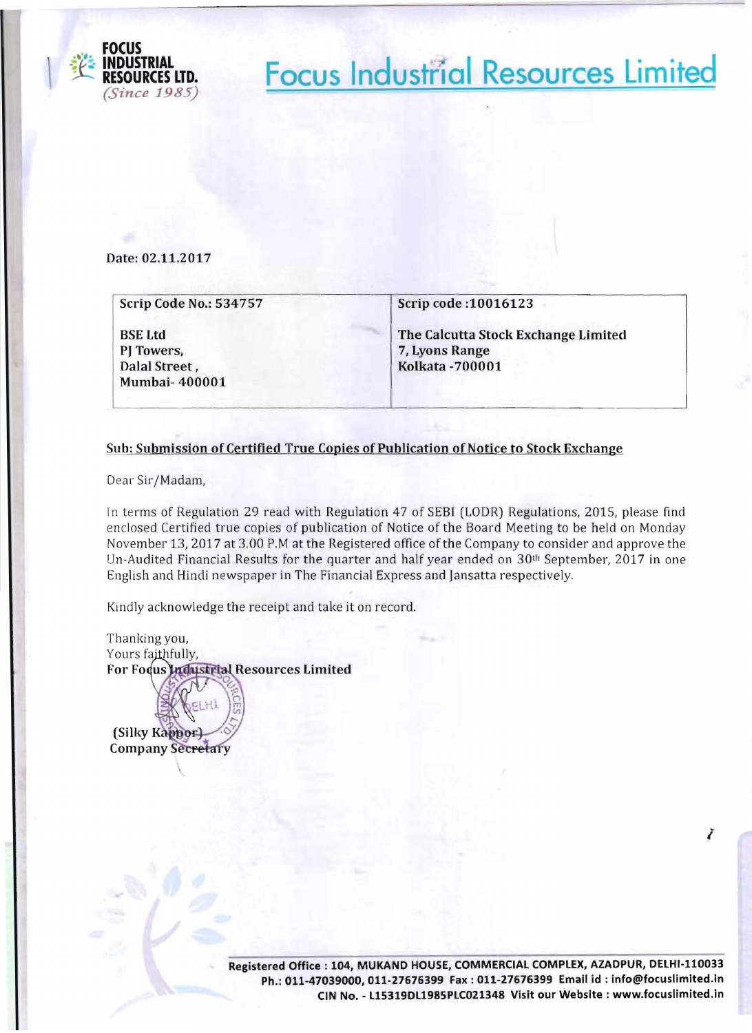# Focus Industrial Resources Limited

FOCUS INDUSTRIAL RESOURCES LTD. *(Since 1985)*

Date: 02.11.2017

| Scrip Code No.: 534757 | Scrip code :10016123 |
|---|---|
| **BSE Ltd**<br>**PJ Towers,**<br>**Dalal Street ,**<br>**Mumbai- 400001** | **The Calcutta Stock Exchange Limited**<br>**7, Lyons Range**<br>**Kolkata -700001** |

**Sub: Submission of Certified True Copies of Publication of Notice to Stock Exchange**

Dear Sir/Madam,

In terms of Regulation 29 read with Regulation 47 of SEBI (LODR) Regulations, 2015, please find enclosed Certified true copies of publication of Notice of the Board Meeting to be held on Monday November 13, 2017 at 3.00 P.M at the Registered office of the Company to consider and approve the Un-Audited Financial Results for the quarter and half year ended on 30th September, 2017 in one English and Hindi newspaper in The Financial Express and Jansatta respectively.

Kindly acknowledge the receipt and take it on record.

Thanking you,
Yours faithfully,
**For Focus Industrial Resources Limited**

**(Silky Kappor)**
**Company Secretary**

**Registered Office : 104, MUKAND HOUSE, COMMERCIAL COMPLEX, AZADPUR, DELHI-110033**
**Ph.: 011-47039000, 011-27676399 Fax : 011-27676399 Email id : info@focuslimited.in**
**CIN No. - L15319DL1985PLC021348 Visit our Website : www.focuslimited.in**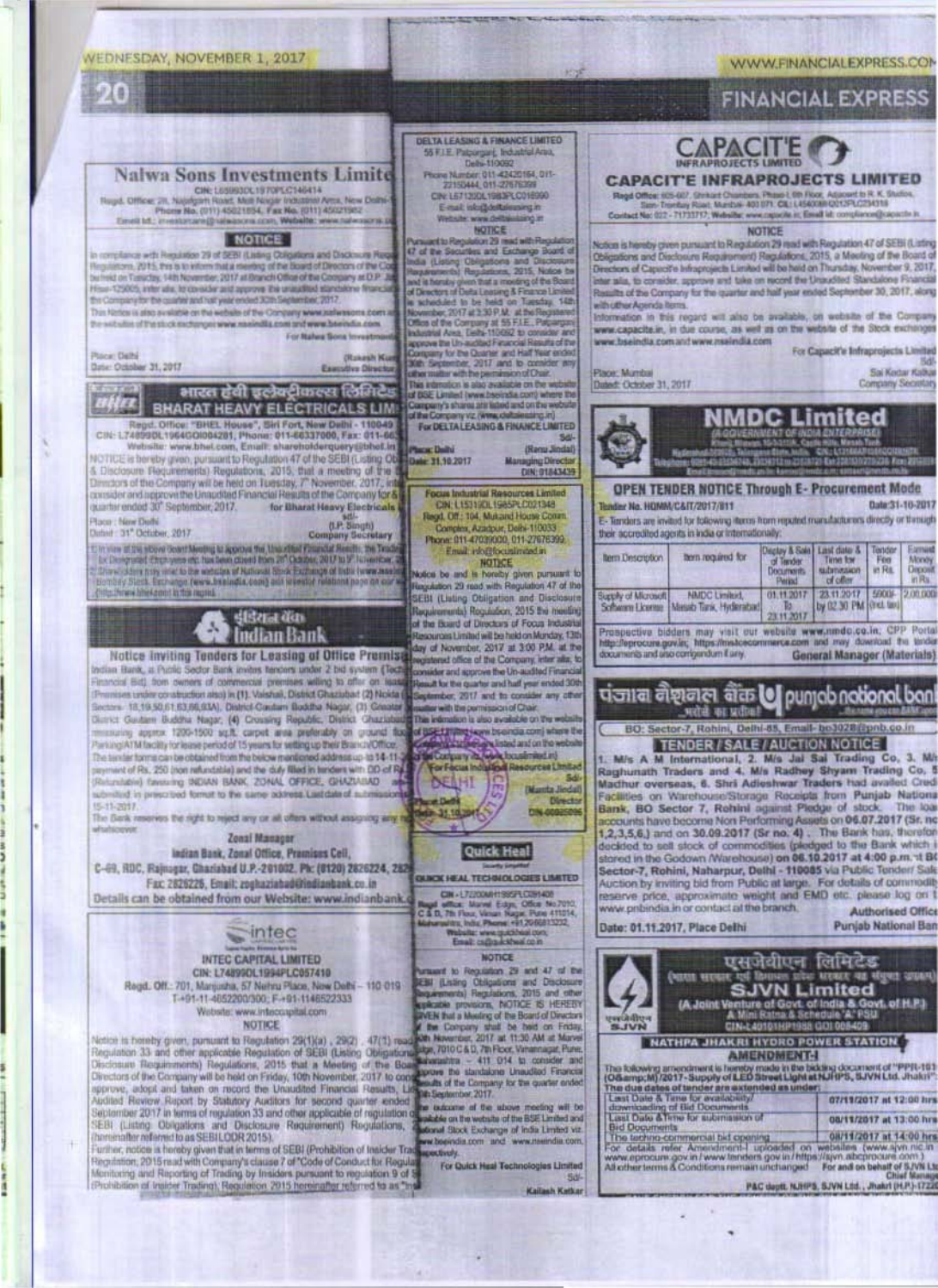## Nalwa Sons Investments Limited

CIN: L65993DL1970PLC146414

Regd. Office: 28, Najafgarh Road, Moti Nagar Industrial Area, New Delhi - Phone No. (011) 45021854, Fax No. (011) 45021982

Email Id.: investorcare@nalwasons.com, Website: www.nalwasons.com

### NOTICE

In compliance with Regulation 29 of SEBI (Listing Obligations and Disclosure Requirements) Regulations, 2015, this is to inform that a meeting of the Board of Directors of the Company will be held on Tuesday, 14th November, 2017 at Branch Office of the Company at O.P. Jindal Marg, Hisar-125005, inter alia, to consider and approve the unaudited standalone financial results of the Company for the quarter and half year ended 30th September, 2017.

This Notice is also available on the website of the Company www.nalwasons.com and on the websites of the stock exchanges www.nseindia.com and www.bseindia.com.

For Nalwa Sons Investments Limited

Place: Delhi
Date: October 31, 2017

(Rakesh Kumar)
Executive Director

---

## भारत हेवी इलेक्ट्रिकल्स लिमिटेड
## BHARAT HEAVY ELECTRICALS LIMITED

Regd. Office: "BHEL House", Siri Fort, New Delhi - 110049
CIN: L74899DL1964GOI004281, Phone: 011-66337000, Fax: 011-66
Website: www.bhel.com, Email: shareholderquery@bhel.in

NOTICE is hereby given, pursuant to Regulation 47 of the SEBI (Listing Obligations & Disclosure Requirements) Regulations, 2015, that a meeting of the Board of Directors of the Company will be held on Tuesday, 7th November, 2017, inter alia, to consider and approve the Unaudited Financial Results of the Company for the quarter ended 30th September, 2017.

for Bharat Heavy Electricals Limited
Sd/-
(I.P. Singh)
Company Secretary

Place: New Delhi
Dated: 31st October, 2017

1. In view of the above Board Meeting to approve the Unaudited Financial Results, the Trading Window for Designated Employees etc. has been closed from 28th October, 2017 to 9th November, 2017.
2. Shareholders may refer to the websites of National Stock Exchange of India (www.nseindia.com), Bombay Stock Exchange (www.bseindia.com) and investor relations page on our website (http://www.bhel.com) in this regard.

---

## इंडियन बैंक
## Indian Bank

### Notice Inviting Tenders for Leasing of Office Premises

Indian Bank, a Public Sector Bank invites tenders under 2 bid system (Technical Bid & Financial Bid) from owners of commercial premises willing to offer on lease (Premises under construction also) in (1). Vaishali, District Ghaziabad (2) Noida (Sectors - 18,19,50,61,63,66,93A), District Gautam Buddha Nagar, (3) Greater Noida, District Gautam Buddha Nagar, (4) Crossing Republic, District Ghaziabad measuring approx. 1200-1500 sq.ft. carpet area preferably on ground floor with Parking/ATM facility for lease period of 15 years for setting up their Branch/Office.

The tender forms can be obtained from the below mentioned address up to 14-11-2017 on payment of Rs. 250 (non refundable) and the duly filled in tenders with DD of Rs. (Refundable) favoring INDIAN BANK, ZONAL OFFICE, GHAZIABAD should be submitted in prescribed format to the same address. Last date of submission 15-11-2017.

The Bank reserves the right to reject any or all offers without assigning any reason whatsoever.

Zonal Manager
Indian Bank, Zonal Office, Premises Cell,
C-69, RDC, Rajnagar, Ghaziabad U.P.-201002. Ph: (0120) 2826224, 2826
Fax 2826226, Email: zoghaziabad@indianbank.co.in

Details can be obtained from our Website: www.indianbank.in

---

## INTEC CAPITAL LIMITED

CIN: L74899DL1994PLC057410
Regd. Off.: 701, Manjusha, 57 Nehru Place, New Delhi – 110 019
T-+91-11-46522200/300; F-+91-11-46522333
Website: www.inteccapital.com

### NOTICE

Notice is hereby given, pursuant to Regulation 29(1)(a), 29(2), 47(1) read with Regulation 33 and other applicable Regulation of SEBI (Listing Obligations and Disclosure Requirements) Regulations, 2015 that a Meeting of the Board of Directors of the Company will be held on Friday, 10th November, 2017 to consider, approve, adopt and taken on record the Unaudited Financial Results, Limited Audited Review Report by Statutory Auditors for second quarter ended 30th September 2017 in terms of regulation 33 and other applicable of regulation of SEBI (Listing Obligations and Disclosure Requirement) Regulations, 2015 (hereinafter referred to as SEBI LODR 2015).

Further, notice is hereby given that in terms of SEBI (Prohibition of Insider Trading) Regulation, 2015 read with Company's clause 7 of "Code of Conduct for Regulating, Monitoring and Reporting of Trading by Insiders pursuant to regulation 9 of SEBI (Prohibition of Insider Trading) Regulation 2015 hereinafter referred to as "In

---

## DELTA LEASING & FINANCE LIMITED

55 F.I.E. Patparganj, Industrial Area, Delhi-110092
Phone Number: 011-42420164, 011-22150444, 011-27676399
CIN: L67120DL1983PLC016990
E-mail: info@deltaleasing.in
Website: www.deltaleasing.in

### NOTICE

Pursuant to Regulation 29 read with Regulation 47 of the Securities and Exchange Board of India (Listing Obligations and Disclosure Requirements) Regulations, 2015, Notice be and is hereby given that a meeting of the Board of Directors of Delta Leasing & Finance Limited is scheduled to be held on Tuesday, 14th November, 2017 at 2:30 P.M. at the Registered Office of the Company at 55 F.I.E., Patparganj Industrial Area, Delhi-110092 to consider and approve the Un-audited Financial Results of the Company for the Quarter and Half Year ended 30th September, 2017 and to consider any other matter with the permission of Chair.

This information is also available on the website of BSE Limited (www.bseindia.com) where the Company's shares are listed and on the website of the Company viz. (www.deltaleasing.in)

For DELTA LEASING & FINANCE LIMITED
Sd/-
(Renu Jindal)
Managing Director
DIN: 01843439

Place: Delhi
Date: 31.10.2017

---

## Focus Industrial Resources Limited

CIN: L15319DL1985PLC021348
Regd. Off.: 104, Mukand House Comm. Complex, Azadpur, Delhi-110033
Phone: 011-47039000, 011-27676399
Email: info@focusindustrial.in

### NOTICE

Notice be and is hereby given pursuant to Regulation 29 read with Regulation 47 of the SEBI (Listing Obligation and Disclosure Requirements) Regulation, 2015 the meeting of the Board of Directors of Focus Industrial Resources Limited will be held on Monday, 13th day of November, 2017 at 3:00 P.M. at the registered office of the Company, inter alia, to consider and approve the Un-audited Financial Result for the quarter and half year ended 30th September, 2017 and to consider any other matter with the permission of Chair.

The information is also available on the website of BSE Limited (www.bseindia.com) where the Company's shares are listed and on the website of the Company www.focusindustrial.in

For Focus Industrial Resources Limited
Sd/-
(Mamta Jindal)
Director
DIN-00085096

Place: Delhi
Date: 31.10.2017

---

## Quick Heal

## QUICK HEAL TECHNOLOGIES LIMITED

CIN - L72200MH1995PLC091408
Regd office: Marvel Edge, Office No.7010, C & D, 7th Floor, Viman Nagar, Pune 411014, Maharashtra, India. Phone: +91 20 66813232
Website: www.quickheal.com
Email: cs@quickheal.co.in

### NOTICE

Pursuant to Regulation 29 and 47 of the SEBI (Listing Obligations and Disclosure Requirements) Regulations, 2015 and other applicable provisions, NOTICE IS HEREBY GIVEN that a Meeting of the Board of Directors of the Company shall be held on Friday, 10th November, 2017 at 11:30 AM at Marvel Edge, 7010 C & D, 7th Floor, Viman Nagar, Pune, Maharashtra – 411 014 to consider and approve the standalone Unaudited Financial Results of the Company for the quarter ended 30th September, 2017.

The outcome of the above meeting will be available on the website of the BSE Limited and National Stock Exchange of India Limited viz. www.bseindia.com and www.nseindia.com respectively.

For Quick Heal Technologies Limited
Sd/-
Kailash Katkar

---

## CAPACIT'E INFRAPROJECTS LIMITED

Regd Office: 605-607, Shrikant Chambers, Phase-I, 6th Floor, Adjacent to R. K. Studios, Sion-Trombay Road, Mumbai- 400 071. CIN: L45400MH2012PLC234318
Contact No: 022 - 71733717; Website: www.capacite.in; Email Id: compliance@capacite.in

### NOTICE

Notice is hereby given pursuant to Regulation 29 read with Regulation 47 of SEBI (Listing Obligations and Disclosure Requirement) Regulations, 2015, a Meeting of the Board of Directors of Capacit'e Infraprojects Limited will be held on Thursday, November 9, 2017, inter alia, to consider, approve and take on record the Unaudited Standalone Financial Results of the Company for the quarter and half year ended September 30, 2017, along with other Agenda Items.

Information in this regard will also be available, on website of the Company www.capacite.in, in due course, as well as on the website of the Stock exchanges www.bseindia.com and www.nseindia.com

For Capacit'e Infraprojects Limited
Sd/-
Sai Kedar Katkar
Company Secretary

Place: Mumbai
Dated: October 31, 2017

---

## NMDC Limited

(A GOVERNMENT OF INDIA ENTERPRISE)

### OPEN TENDER NOTICE Through E- Procurement Mode

Tender No. HQMM/C&IT/2017/811 Date:31-10-2017

E- Tenders are invited for following items from reputed manufacturers directly or through their accredited agents in India or internationally:

| Item Description | Item required for | Display & Sale of Tender Documents Period | Last date & Time for submission of offer | Tender Fee in Rs. | Earnest Money Deposit in Rs. |
|---|---|---|---|---|---|
| Supply of Microsoft Software License | NMDC Limited, Masab Tank, Hyderabad | 01.11.2017 To 23.11.2017 | 23.11.2017 by 02.30 PM | 5900/- (incl. tax) | 2,00,000 |

Prospective bidders may visit our website www.nmdc.co.in; CPP Portal http://eprocure.gov.in; https://mstcecommerce.com and may download the tender documents and also corrigendum if any.

General Manager (Materials)

---

## पंजाब नैशनल बैंक | punjab national bank

BO: Sector-7, Rohini, Delhi-85, Email- bo3028@pnb.co.in

### TENDER / SALE / AUCTION NOTICE

1. M/s A M International, 2. M/s Jai Sai Trading Co, 3. M/s Raghunath Traders and 4. M/s Radhey Shyam Trading Co, 5. Madhur overseas, 6. Shri Adieshwar Traders has availed Credit Facilities on Warehouse/Storage Receipts from Punjab National Bank, BO Sector 7, Rohini against Pledge of stock. The loan accounts have become Non Performing Assets on 06.07.2017 (Sr. no 1,2,3,5,6,) and on 30.09.2017 (Sr no. 4). The Bank has, therefore decided to sell stock of commodities (pledged to the Bank which is stored in the Godown /Warehouse) on 06.10.2017 at 4:00 p.m. at BO Sector-7, Rohini, Naharpur, Delhi - 110085 via Public Tender/ Sale/ Auction by inviting bid from Public at large. For details of commodity reserve price, approximate weight and EMD etc. please log on to www.pnbindia.in or contact at the branch.

Authorised Officer
Punjab National Bank

Date: 01.11.2017, Place Delhi

---

## एसजेवीएन लिमिटेड
## SJVN Limited

(A Joint Venture of Govt. of India & Govt. of H.P.)
A Mini Ratna & Schedule 'A' PSU
CIN-L40101HP1988GOI008409

### NATHPA JHAKRI HYDRO POWER STATION
### AMENDMENT-I

The following amendment is hereby made in the bidding document of "PPR-181 (O&amp;M)/2017-Supply of LED Street Light at NJHPS, SJVN Ltd. Jhakri". The due dates of tender are extended as under:

| | |
|---|---|
| Last Date & Time for availability/ downloading of Bid Documents | 07/11/2017 at 12:00 hrs |
| Last Date & Time for submission of Bid Documents | 08/11/2017 at 13:00 hrs |
| The techno-commercial bid opening | 08/11/2017 at 14:00 hrs |

For details refer Amendment-I uploaded on websites (www.sjvn.nic.in, www.eprocure.gov.in / www.tenders.gov.in / https://sjvn.abcprocure.com). All other terms & Conditions remain unchanged. For and on behalf of SJVN Ltd.

Chief Manager
P&C deptt. NJHPS, SJVN Ltd., Jhakri (H.P.)-172201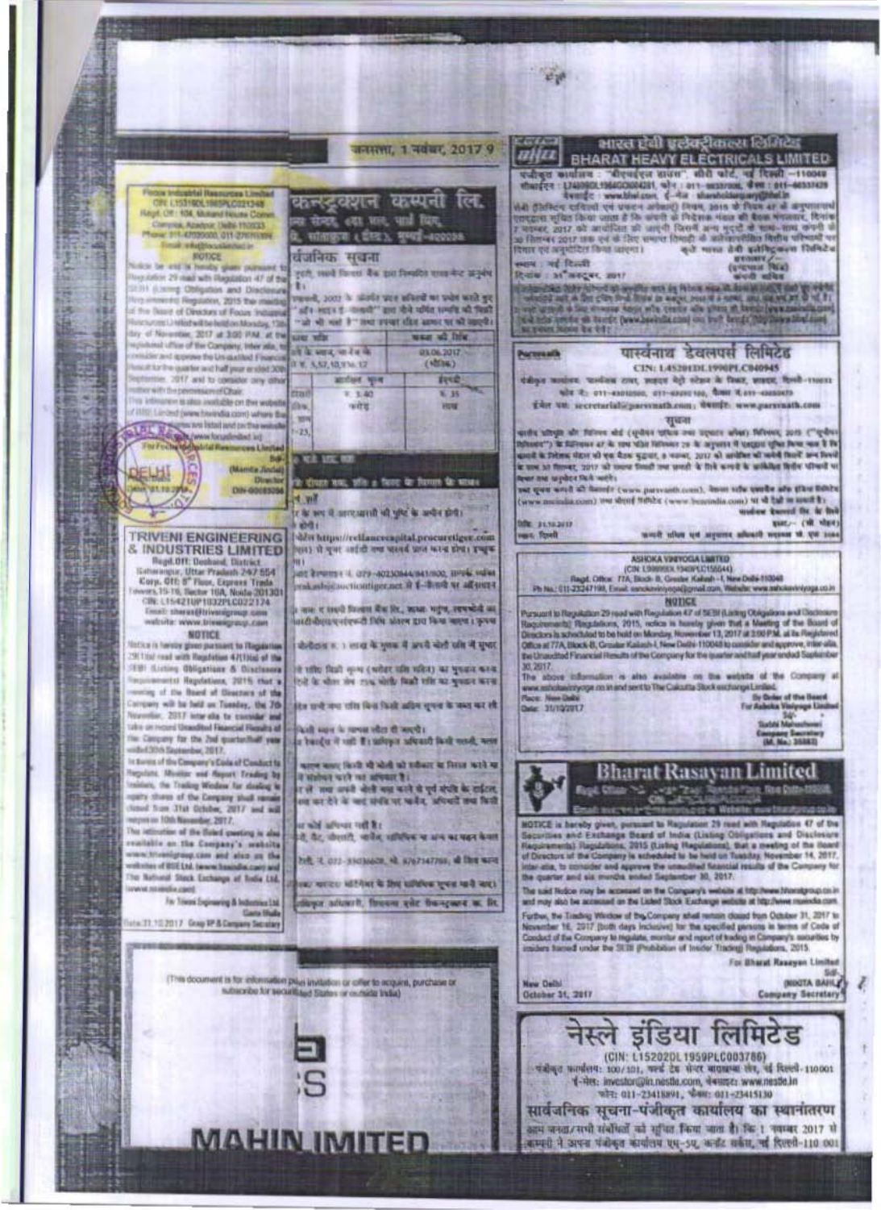**Focus Industrial Resources Limited**
CIN: L15319DL1985PLC021348
Regd. Off: 104, Mohand House Comm. Complex, Azadpur, Delhi-110033
Phone: 011-47039000, 011-27691599
Email: info@focuslimited.in

**NOTICE**

Notice be and is hereby given pursuant to Regulation 29 read with Regulation 47 of the SEBI (Listing Obligation and Disclosure Requirements) Regulation, 2015 the meeting of the Board of Directors of Focus Industrial Resources Limited will be held on Monday, 13th day of November, 2017 at 3:00 P.M. at the registered office of the Company, inter alia, to consider and approve the Un-audited Financial Result for the quarter and half year ended 30th September, 2017 and to consider any other matter with the permission of Chair.

This information is also available on the website of BSE Limited (www.bseindia.com) where the Company's shares are listed and on the website of the Company (www.focuslimited.in)

For Focus Industrial Resources Limited
Sd/-
(Mamta Jindal)
Director
DIN-...

---

## TRIVENI ENGINEERING & INDUSTRIES LIMITED

Regd.Off: Deoband, District Saharanpur, Uttar Pradesh 247 554
Corp. Off: 8th Floor, Express Trade Towers, 15-16, Sector 16A, Noida 201301
CIN: L15421UP1932PLC022174
Email: shares@trivenigroup.com
website: www.trivenigroup.com

**NOTICE**

Notice is hereby given pursuant to Regulation 29(1)(a) read with Regulation 47(1)(a) of the SEBI (Listing Obligations & Disclosure Requirements) Regulations, 2015 that a meeting of the Board of Directors of the Company will be held on Tuesday, the 7th November, 2017 inter-alia to consider and take on record Unaudited Financial Results of the Company for the 2nd quarter/half year ended 30th September, 2017.

In terms of the Company's Code of Conduct to Regulate, Monitor and Report Trading by Insiders, the Trading Window for dealing in equity shares of the Company shall remain closed from 31st October, 2017 and will reopen on 10th November, 2017.

The intimation of the Board meeting is also available on the Company's website at www.trivenigroup.com and also on the websites of BSE Ltd. (www.bseindia.com) and The National Stock Exchange of India Ltd. (www.nseindia.com)

For Triveni Engineering & Industries Ltd.
Geeta Bhalla
Date: 31.10.2017 Group VP & Company Secretary

---

## कन्स्ट्रक्शन कम्पनी लि.

सार्वजनिक सूचना

| बकाया राशि | कब्जे की तिथि |
|---|---|
| रु. 3,57,10,976.17 | 03.06.2017 (भौतिक) |

| आरक्षित मूल्य | ईएमडी |
|---|---|
| ₹ 3.40 करोड़ | ₹ .35 लाख |

https://reliancecapital.procuretiger.com

---

## भारत हेवी इलेक्ट्रीकल्स लिमिटेड
## BHARAT HEAVY ELECTRICALS LIMITED

पंजीकृत कार्यालय : "बीएचईएल हाउस", सीरी फोर्ट, नई दिल्ली –110049
सीआईएन : L74899DL1964GOI004281, फोन : 011-66337000, फैक्स : 011-66337428
वेबसाइट : www.bhel.com, ई-मेल : shareholderquery@bhel.in

स्थान : नई दिल्ली
दिनांक : 31 अक्टूबर, 2017
(कंपनी सचिव)

---

## पार्श्वनाथ डेवलपर्स लिमिटेड

CIN: L45201DL1990PLC040945
पंजीकृत कार्यालय: पार्श्वनाथ टावर, शाहदरा मेट्रो स्टेशन के निकट, शाहदरा, दिल्ली-110032
फोन नं.: 011-43010500, 011-43050100, फैक्स नं.: 011-43050473
ईमेल पता: secretarial@parsvnath.com; वेबसाइट: www.parsvnath.com

**सूचना**

भारतीय प्रतिभूति और विनिमय बोर्ड (सूचीयन दायित्व तथा प्रकटन अपेक्षा) विनियम, 2015 ("सूचीयन विनियम") के विनियम 47 के साथ पठित विनियम 29 के अनुसरण में एतद्द्वारा सूचित किया जाता है कि कंपनी के निदेशक मंडल की एक बैठक बुधवार, 8 नवम्बर, 2017 को आयोजित की जायेगी जिसमें अन्य विषयों के साथ 30 सितम्बर, 2017 को समाप्त तिमाही तथा छमाही के लिये कंपनी के अलेखापरीक्षित वित्तीय परिणामों पर विचार तथा अनुमोदित किये जायेंगे।

यह सूचना कंपनी की वेबसाइट (www.parsvnath.com), नेशनल स्टॉक एक्सचेंज ऑफ इंडिया लिमिटेड (www.nseindia.com) तथा बीएसई लिमिटेड (www.bseindia.com) पर भी देखी जा सकती है।

पार्श्वनाथ डेवलपर्स लि. के लिये
ह0/- (वी. मोहन)
तिथि: 31.10.2017
स्थान: दिल्ली
कंपनी सचिव एवं अनुपालन अधिकारी सदस्यता सं. एफ 2084

---

**ASHOKA VINYOGA LIMITED**
(CIN: L51909DL1949PLC155044)
Regd. Office: 77A, Block-B, Greater Kailash-I, New Delhi-110048
Ph No.: 011-23247180, Website: www.ashokavinyoga.co.in

**NOTICE**

Pursuant to Regulation 29 read with Regulation 47 of SEBI (Listing Obligations and Disclosure Requirements) Regulations, 2015, notice is hereby given that a Meeting of the Board of Directors is scheduled to be held on Monday, November 13, 2017 at 3:00 P.M. at its Registered Office at 77A, Block-B, Greater Kailash-I, New Delhi-110048 to consider and approve, inter alia, the Unaudited Financial Results of the Company for the quarter and half year ended September 30, 2017.

The above information is also available on the website of the Company at www.ashokavinyoga.co.in and sent to The Calcutta Stock exchange Limited.

By Order of the Board
For Ashoka Vinyoga Limited
Sd/-
Sakshi Maheshwari
Company Secretary
(M. No.: 35883)
Place: New Delhi
Date: 31/10/2017

---

## Bharat Rasayan Limited

NOTICE is hereby given, pursuant to Regulation 29 read with Regulation 47 of the Securities and Exchange Board of India (Listing Obligations and Disclosure Requirements) Regulations, 2015 (Listing Regulations), that a meeting of the Board of Directors of the Company is scheduled to be held on Tuesday, November 14, 2017, inter-alia, to consider and approve the unaudited financial results of the Company for the quarter and six months ended September 30, 2017.

The said Notice may be accessed on the Company's website at http://www.bharatgroup.co.in and may also be accessed on the Listed Stock Exchange website at http://www.nseindia.com.

Further, the Trading Window of the Company shall remain closed from October 31, 2017 to November 16, 2017 (both days inclusive) for the specified persons in terms of Code of Conduct of the Company to regulate, monitor and report of trading in Company's securities by insiders framed under the SEBI (Prohibition of Insider Trading) Regulations, 2015.

For Bharat Rasayan Limited
Sd/-
(NIKITA BAHL)
Company Secretary
New Delhi
October 31, 2017

---

## नेस्ले इंडिया लिमिटेड

(CIN: L15202DL1959PLC003786)
पंजीकृत कार्यालय: 100/101, वर्ल्ड ट्रेड सेंटर, बाराखम्बा लेन, नई दिल्ली-110001
ई-मेल: investor@in.nestle.com, वेबसाइट: www.nestle.in
फोन: 011-23418891, फैक्स: 011-23415130

**सार्वजनिक सूचना-पंजीकृत कार्यालय का स्थानांतरण**

आम जनता/सभी संबंधितों को सूचित किया जाता है कि 1 नवम्बर 2017 से कम्पनी ने अपना पंजीकृत कार्यालय एम-5ए, कनॉट सर्कस, नई दिल्ली-110 001

---

(This document is for information purposes only and is not an invitation or offer to acquire, purchase or subscribe for securities ... or outside India)

MAHIN... LIMITED